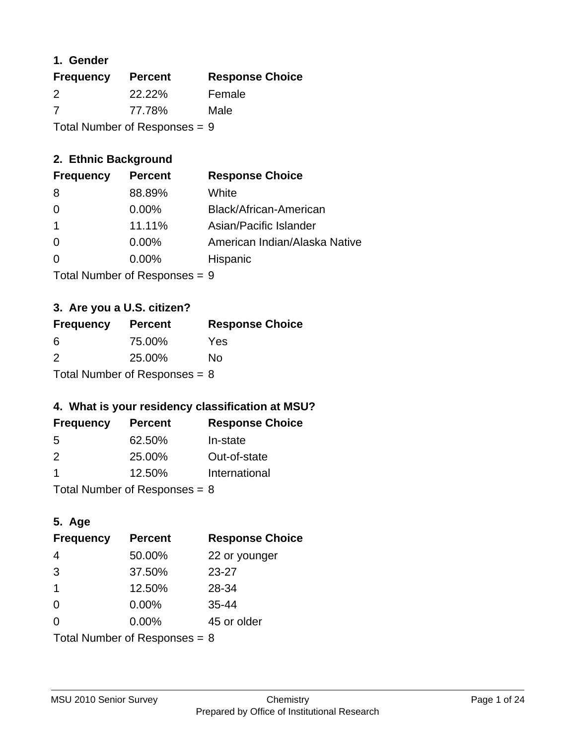## 1. Gender

| Frequency | Percent | Response Choice |
|---|---|---|
| 2 | 22.22% | Female |
| 7 | 77.78% | Male |

Total Number of Responses = 9

## 2. Ethnic Background

| Frequency | Percent | Response Choice |
|---|---|---|
| 8 | 88.89% | White |
| 0 | 0.00% | Black/African-American |
| 1 | 11.11% | Asian/Pacific Islander |
| 0 | 0.00% | American Indian/Alaska Native |
| 0 | 0.00% | Hispanic |

Total Number of Responses = 9

## 3. Are you a U.S. citizen?

| Frequency | Percent | Response Choice |
|---|---|---|
| 6 | 75.00% | Yes |
| 2 | 25.00% | No |

Total Number of Responses = 8

## 4. What is your residency classification at MSU?

| Frequency | Percent | Response Choice |
|---|---|---|
| 5 | 62.50% | In-state |
| 2 | 25.00% | Out-of-state |
| 1 | 12.50% | International |

Total Number of Responses = 8

## 5. Age

| Frequency | Percent | Response Choice |
|---|---|---|
| 4 | 50.00% | 22 or younger |
| 3 | 37.50% | 23-27 |
| 1 | 12.50% | 28-34 |
| 0 | 0.00% | 35-44 |
| 0 | 0.00% | 45 or older |

Total Number of Responses = 8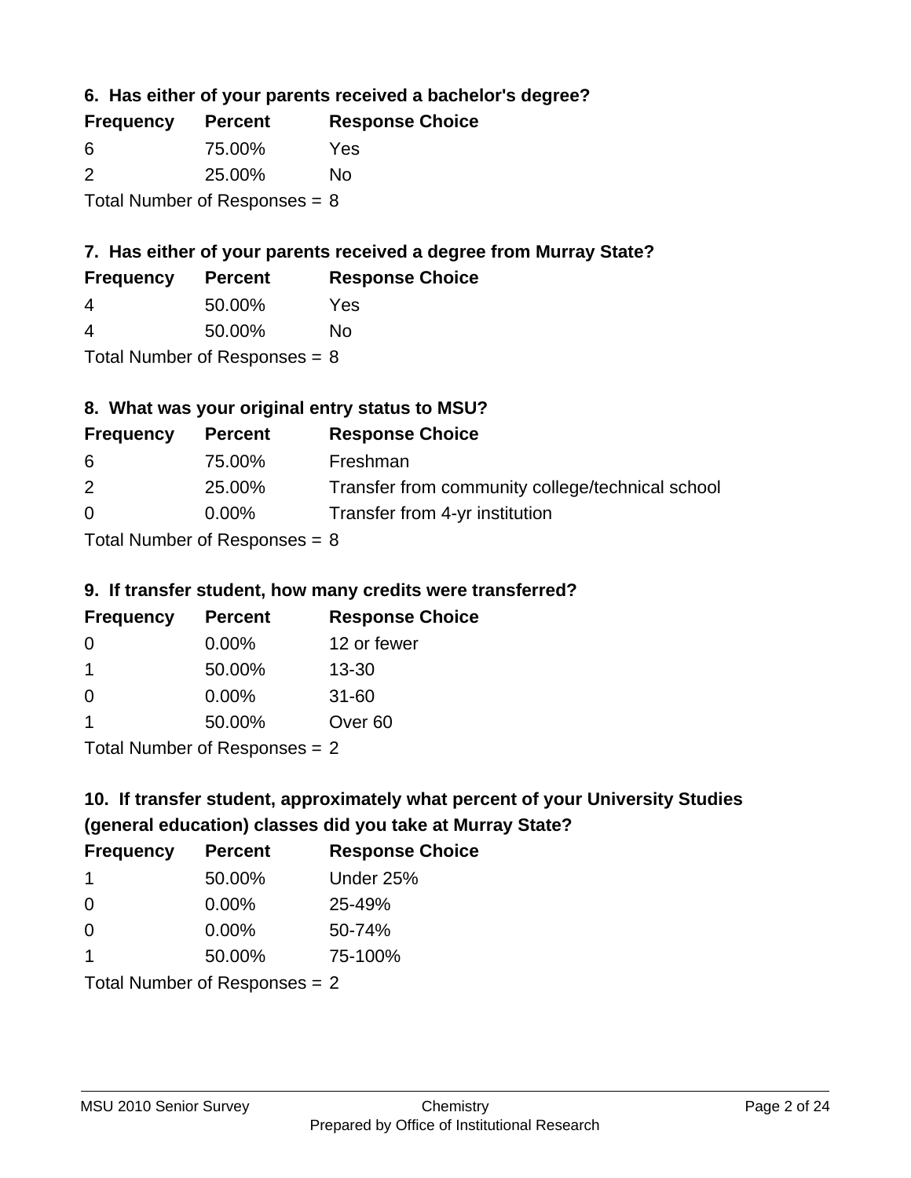### 6. Has either of your parents received a bachelor's degree?

| Frequency | Percent | Response Choice |
|---|---|---|
| 6 | 75.00% | Yes |
| 2 | 25.00% | No |

Total Number of Responses = 8

### 7. Has either of your parents received a degree from Murray State?

| Frequency | Percent | Response Choice |
|---|---|---|
| 4 | 50.00% | Yes |
| 4 | 50.00% | No |

Total Number of Responses = 8

### 8. What was your original entry status to MSU?

| Frequency | Percent | Response Choice |
|---|---|---|
| 6 | 75.00% | Freshman |
| 2 | 25.00% | Transfer from community college/technical school |
| 0 | 0.00% | Transfer from 4-yr institution |

Total Number of Responses = 8

### 9. If transfer student, how many credits were transferred?

| Frequency | Percent | Response Choice |
|---|---|---|
| 0 | 0.00% | 12 or fewer |
| 1 | 50.00% | 13-30 |
| 0 | 0.00% | 31-60 |
| 1 | 50.00% | Over 60 |

Total Number of Responses = 2

### 10. If transfer student, approximately what percent of your University Studies (general education) classes did you take at Murray State?

| Frequency | Percent | Response Choice |
|---|---|---|
| 1 | 50.00% | Under 25% |
| 0 | 0.00% | 25-49% |
| 0 | 0.00% | 50-74% |
| 1 | 50.00% | 75-100% |

Total Number of Responses = 2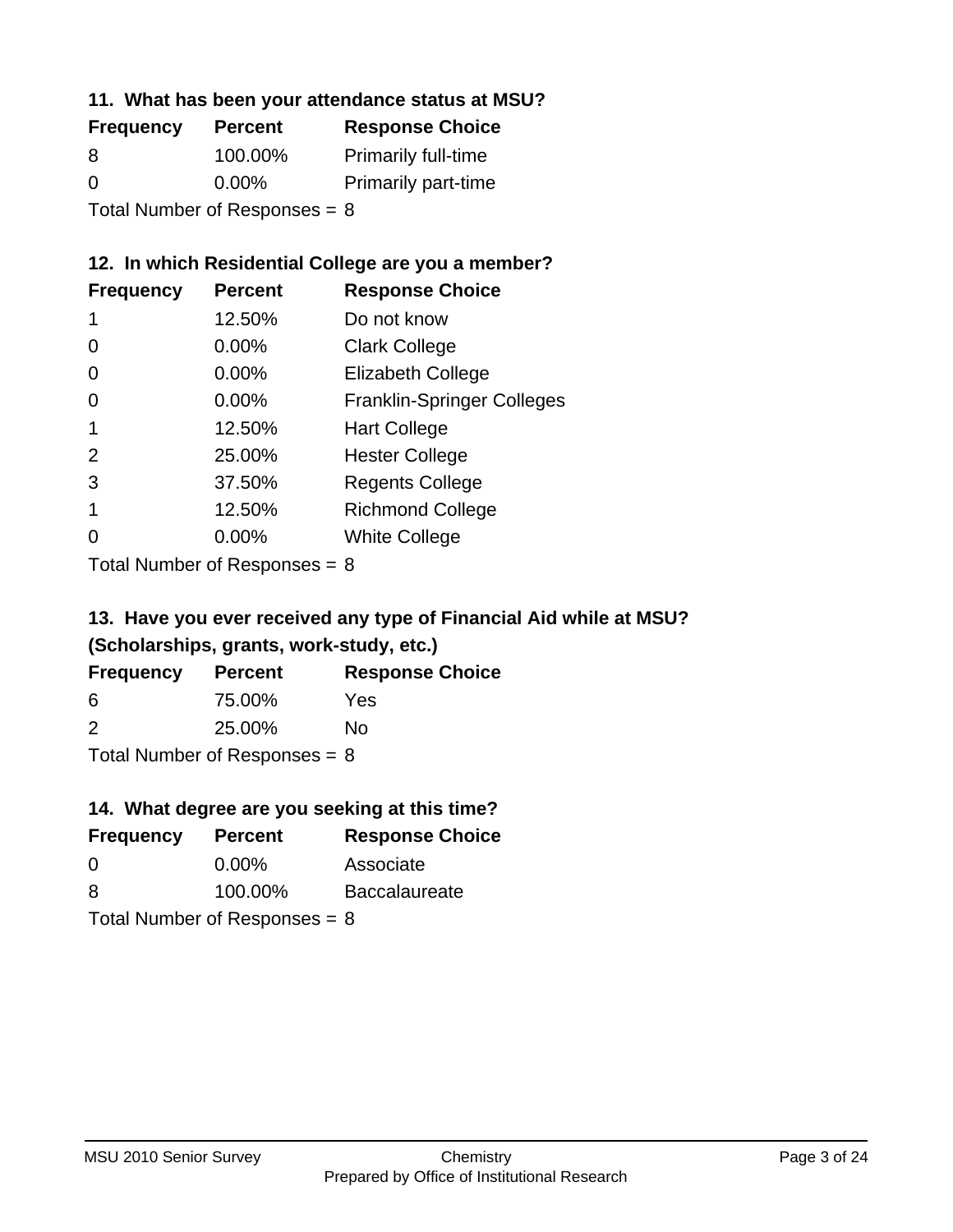### 11. What has been your attendance status at MSU?

| Frequency | Percent | Response Choice |
| --- | --- | --- |
| 8 | 100.00% | Primarily full-time |
| 0 | 0.00% | Primarily part-time |

Total Number of Responses = 8

### 12. In which Residential College are you a member?

| Frequency | Percent | Response Choice |
| --- | --- | --- |
| 1 | 12.50% | Do not know |
| 0 | 0.00% | Clark College |
| 0 | 0.00% | Elizabeth College |
| 0 | 0.00% | Franklin-Springer Colleges |
| 1 | 12.50% | Hart College |
| 2 | 25.00% | Hester College |
| 3 | 37.50% | Regents College |
| 1 | 12.50% | Richmond College |
| 0 | 0.00% | White College |

Total Number of Responses = 8

### 13. Have you ever received any type of Financial Aid while at MSU? (Scholarships, grants, work-study, etc.)

| Frequency | Percent | Response Choice |
| --- | --- | --- |
| 6 | 75.00% | Yes |
| 2 | 25.00% | No |

Total Number of Responses = 8

### 14. What degree are you seeking at this time?

| Frequency | Percent | Response Choice |
| --- | --- | --- |
| 0 | 0.00% | Associate |
| 8 | 100.00% | Baccalaureate |

Total Number of Responses = 8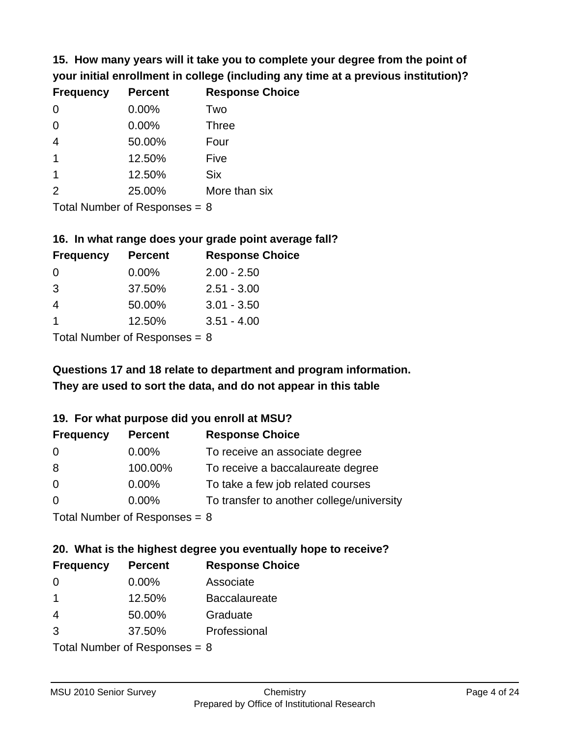**15. How many years will it take you to complete your degree from the point of your initial enrollment in college (including any time at a previous institution)?**

| Frequency | Percent | Response Choice |
|---|---|---|
| 0 | 0.00% | Two |
| 0 | 0.00% | Three |
| 4 | 50.00% | Four |
| 1 | 12.50% | Five |
| 1 | 12.50% | Six |
| 2 | 25.00% | More than six |

Total Number of Responses = 8

**16. In what range does your grade point average fall?**

| Frequency | Percent | Response Choice |
|---|---|---|
| 0 | 0.00% | 2.00 - 2.50 |
| 3 | 37.50% | 2.51 - 3.00 |
| 4 | 50.00% | 3.01 - 3.50 |
| 1 | 12.50% | 3.51 - 4.00 |

Total Number of Responses = 8

**Questions 17 and 18 relate to department and program information. They are used to sort the data, and do not appear in this table**

**19. For what purpose did you enroll at MSU?**

| Frequency | Percent | Response Choice |
|---|---|---|
| 0 | 0.00% | To receive an associate degree |
| 8 | 100.00% | To receive a baccalaureate degree |
| 0 | 0.00% | To take a few job related courses |
| 0 | 0.00% | To transfer to another college/university |

Total Number of Responses = 8

**20. What is the highest degree you eventually hope to receive?**

| Frequency | Percent | Response Choice |
|---|---|---|
| 0 | 0.00% | Associate |
| 1 | 12.50% | Baccalaureate |
| 4 | 50.00% | Graduate |
| 3 | 37.50% | Professional |

Total Number of Responses = 8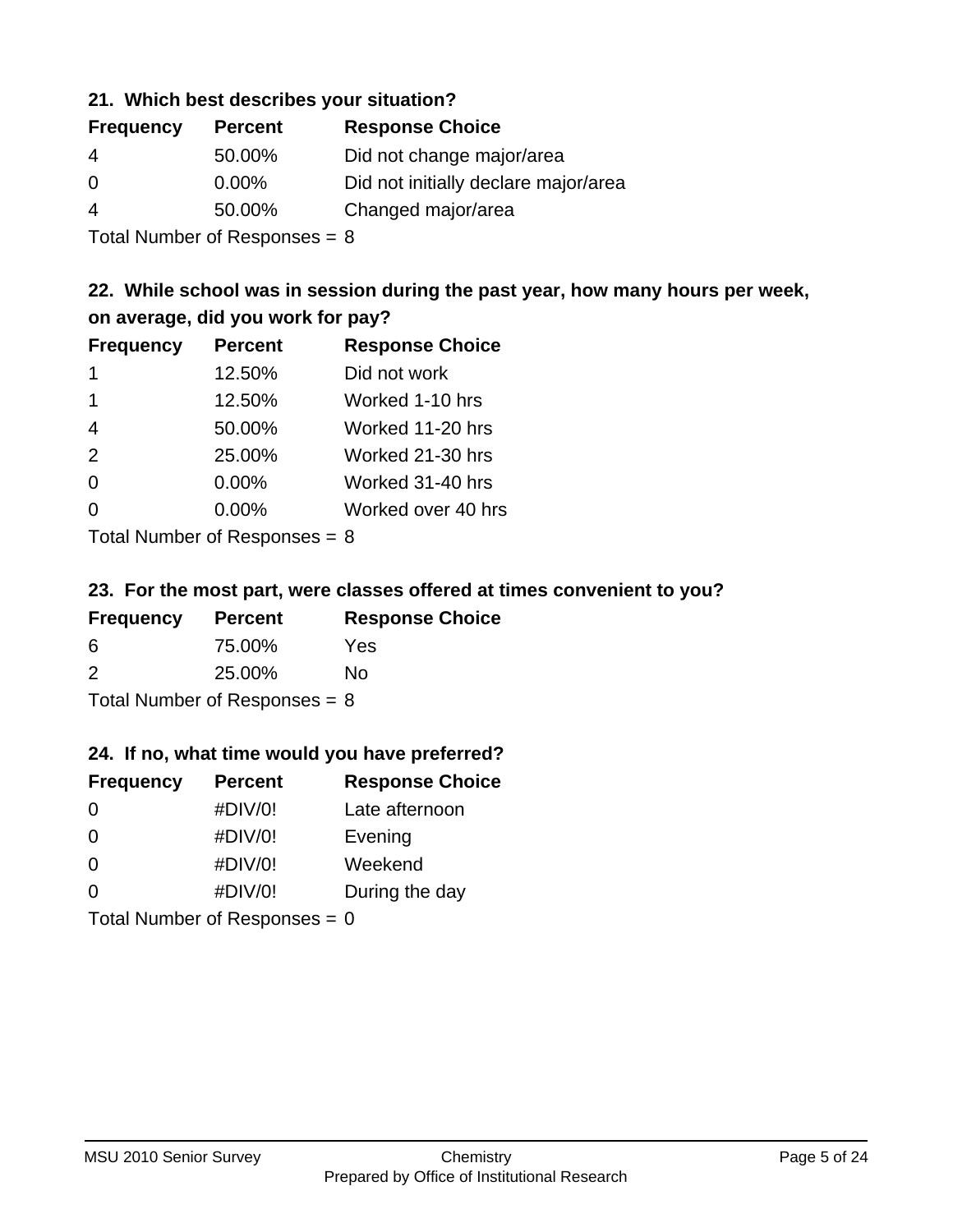### 21. Which best describes your situation?

| Frequency | Percent | Response Choice |
| --- | --- | --- |
| 4 | 50.00% | Did not change major/area |
| 0 | 0.00% | Did not initially declare major/area |
| 4 | 50.00% | Changed major/area |

Total Number of Responses = 8

### 22. While school was in session during the past year, how many hours per week, on average, did you work for pay?

| Frequency | Percent | Response Choice |
| --- | --- | --- |
| 1 | 12.50% | Did not work |
| 1 | 12.50% | Worked 1-10 hrs |
| 4 | 50.00% | Worked 11-20 hrs |
| 2 | 25.00% | Worked 21-30 hrs |
| 0 | 0.00% | Worked 31-40 hrs |
| 0 | 0.00% | Worked over 40 hrs |

Total Number of Responses = 8

### 23. For the most part, were classes offered at times convenient to you?

| Frequency | Percent | Response Choice |
| --- | --- | --- |
| 6 | 75.00% | Yes |
| 2 | 25.00% | No |

Total Number of Responses = 8

### 24. If no, what time would you have preferred?

| Frequency | Percent | Response Choice |
| --- | --- | --- |
| 0 | #DIV/0! | Late afternoon |
| 0 | #DIV/0! | Evening |
| 0 | #DIV/0! | Weekend |
| 0 | #DIV/0! | During the day |

Total Number of Responses = 0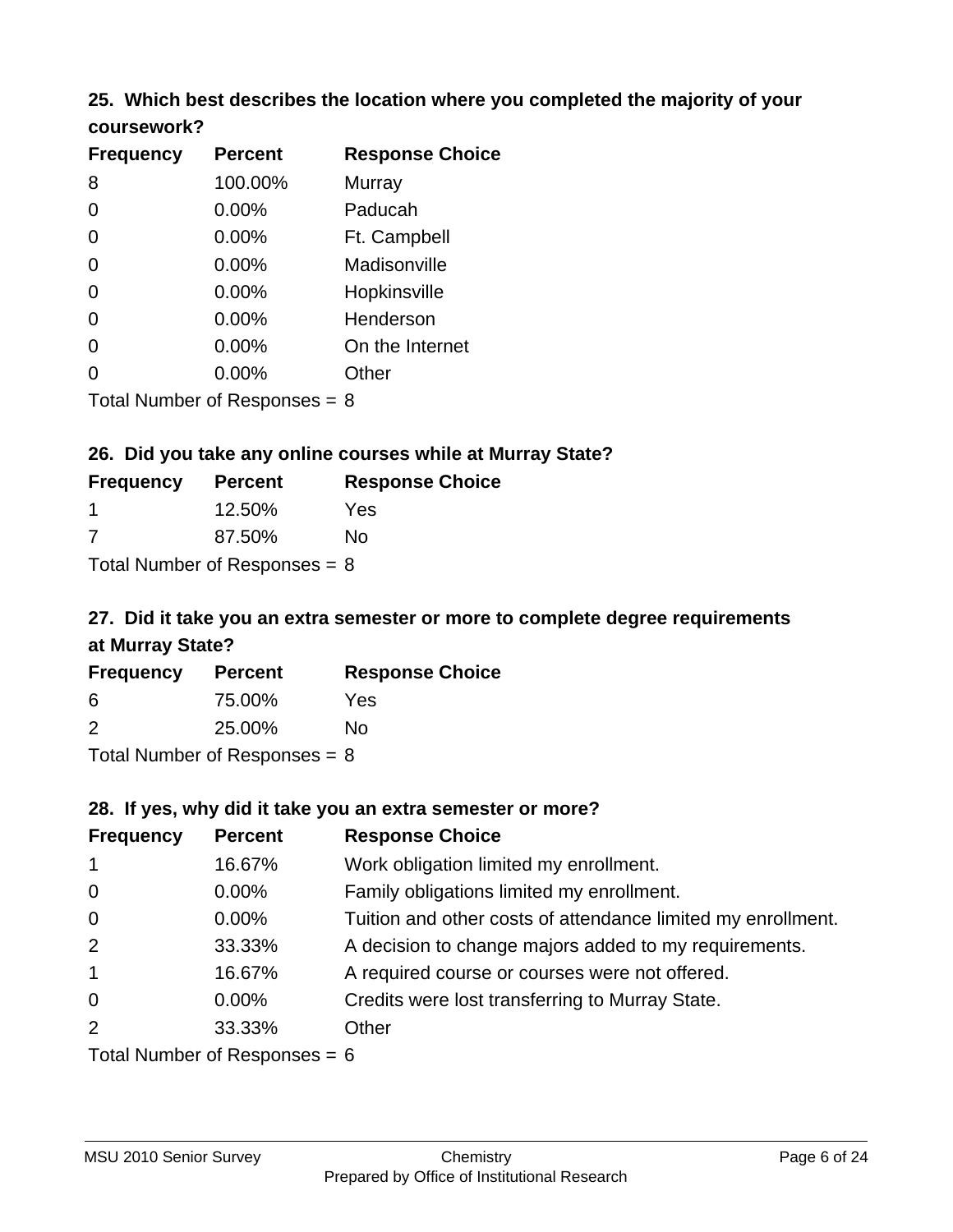### 25. Which best describes the location where you completed the majority of your coursework?

| Frequency | Percent | Response Choice |
|---|---|---|
| 8 | 100.00% | Murray |
| 0 | 0.00% | Paducah |
| 0 | 0.00% | Ft. Campbell |
| 0 | 0.00% | Madisonville |
| 0 | 0.00% | Hopkinsville |
| 0 | 0.00% | Henderson |
| 0 | 0.00% | On the Internet |
| 0 | 0.00% | Other |

Total Number of Responses = 8

### 26. Did you take any online courses while at Murray State?

| Frequency | Percent | Response Choice |
|---|---|---|
| 1 | 12.50% | Yes |
| 7 | 87.50% | No |

Total Number of Responses = 8

### 27. Did it take you an extra semester or more to complete degree requirements at Murray State?

| Frequency | Percent | Response Choice |
|---|---|---|
| 6 | 75.00% | Yes |
| 2 | 25.00% | No |

Total Number of Responses = 8

### 28. If yes, why did it take you an extra semester or more?

| Frequency | Percent | Response Choice |
|---|---|---|
| 1 | 16.67% | Work obligation limited my enrollment. |
| 0 | 0.00% | Family obligations limited my enrollment. |
| 0 | 0.00% | Tuition and other costs of attendance limited my enrollment. |
| 2 | 33.33% | A decision to change majors added to my requirements. |
| 1 | 16.67% | A required course or courses were not offered. |
| 0 | 0.00% | Credits were lost transferring to Murray State. |
| 2 | 33.33% | Other |

Total Number of Responses = 6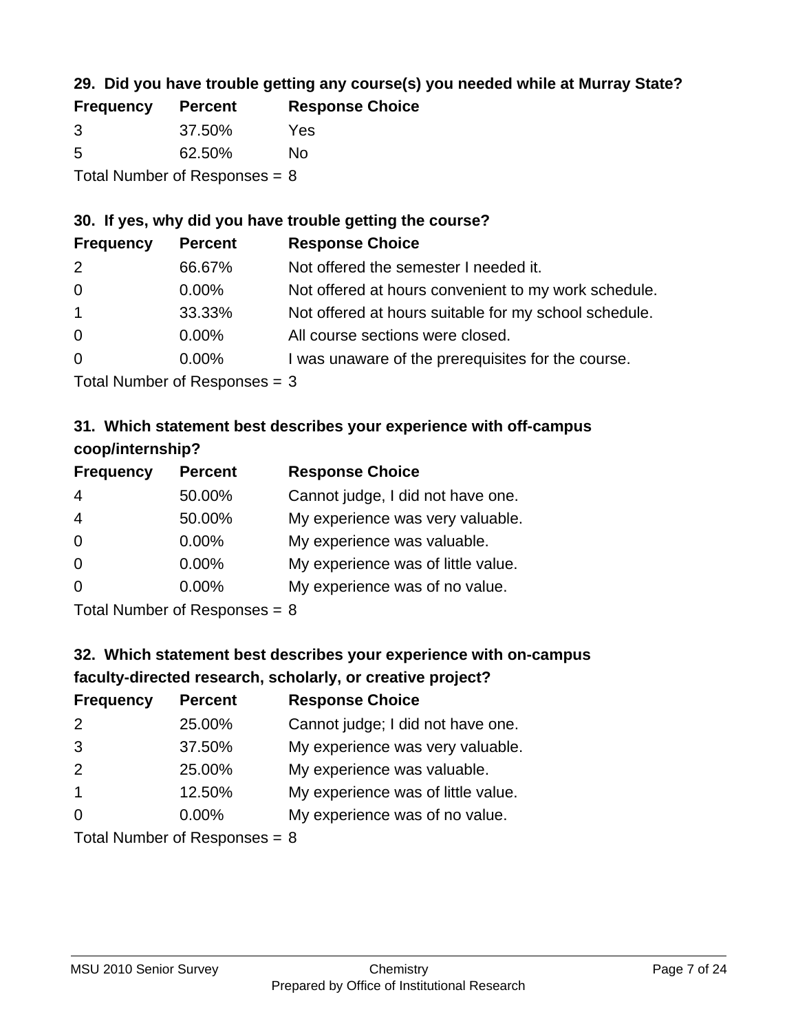### 29. Did you have trouble getting any course(s) you needed while at Murray State?

| Frequency | Percent | Response Choice |
|---|---|---|
| 3 | 37.50% | Yes |
| 5 | 62.50% | No |

Total Number of Responses = 8

### 30. If yes, why did you have trouble getting the course?

| Frequency | Percent | Response Choice |
|---|---|---|
| 2 | 66.67% | Not offered the semester I needed it. |
| 0 | 0.00% | Not offered at hours convenient to my work schedule. |
| 1 | 33.33% | Not offered at hours suitable for my school schedule. |
| 0 | 0.00% | All course sections were closed. |
| 0 | 0.00% | I was unaware of the prerequisites for the course. |

Total Number of Responses = 3

### 31. Which statement best describes your experience with off-campus coop/internship?

| Frequency | Percent | Response Choice |
|---|---|---|
| 4 | 50.00% | Cannot judge, I did not have one. |
| 4 | 50.00% | My experience was very valuable. |
| 0 | 0.00% | My experience was valuable. |
| 0 | 0.00% | My experience was of little value. |
| 0 | 0.00% | My experience was of no value. |

Total Number of Responses = 8

### 32. Which statement best describes your experience with on-campus faculty-directed research, scholarly, or creative project?

| Frequency | Percent | Response Choice |
|---|---|---|
| 2 | 25.00% | Cannot judge; I did not have one. |
| 3 | 37.50% | My experience was very valuable. |
| 2 | 25.00% | My experience was valuable. |
| 1 | 12.50% | My experience was of little value. |
| 0 | 0.00% | My experience was of no value. |

Total Number of Responses = 8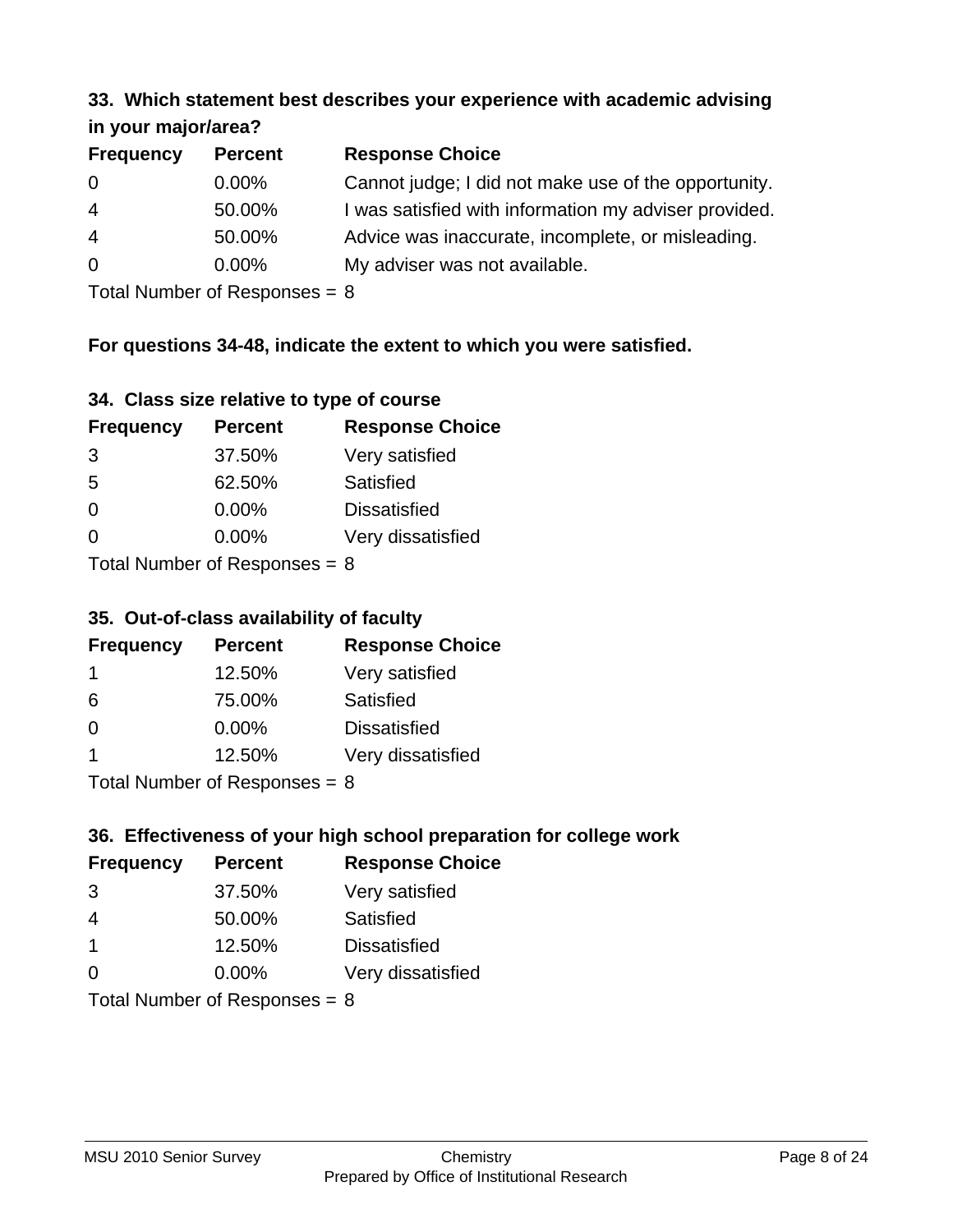**33. Which statement best describes your experience with academic advising in your major/area?**

| Frequency | Percent | Response Choice |
|---|---|---|
| 0 | 0.00% | Cannot judge; I did not make use of the opportunity. |
| 4 | 50.00% | I was satisfied with information my adviser provided. |
| 4 | 50.00% | Advice was inaccurate, incomplete, or misleading. |
| 0 | 0.00% | My adviser was not available. |

Total Number of Responses = 8

**For questions 34-48, indicate the extent to which you were satisfied.**

**34. Class size relative to type of course**

| Frequency | Percent | Response Choice |
|---|---|---|
| 3 | 37.50% | Very satisfied |
| 5 | 62.50% | Satisfied |
| 0 | 0.00% | Dissatisfied |
| 0 | 0.00% | Very dissatisfied |

Total Number of Responses = 8

**35. Out-of-class availability of faculty**

| Frequency | Percent | Response Choice |
|---|---|---|
| 1 | 12.50% | Very satisfied |
| 6 | 75.00% | Satisfied |
| 0 | 0.00% | Dissatisfied |
| 1 | 12.50% | Very dissatisfied |

Total Number of Responses = 8

**36. Effectiveness of your high school preparation for college work**

| Frequency | Percent | Response Choice |
|---|---|---|
| 3 | 37.50% | Very satisfied |
| 4 | 50.00% | Satisfied |
| 1 | 12.50% | Dissatisfied |
| 0 | 0.00% | Very dissatisfied |

Total Number of Responses = 8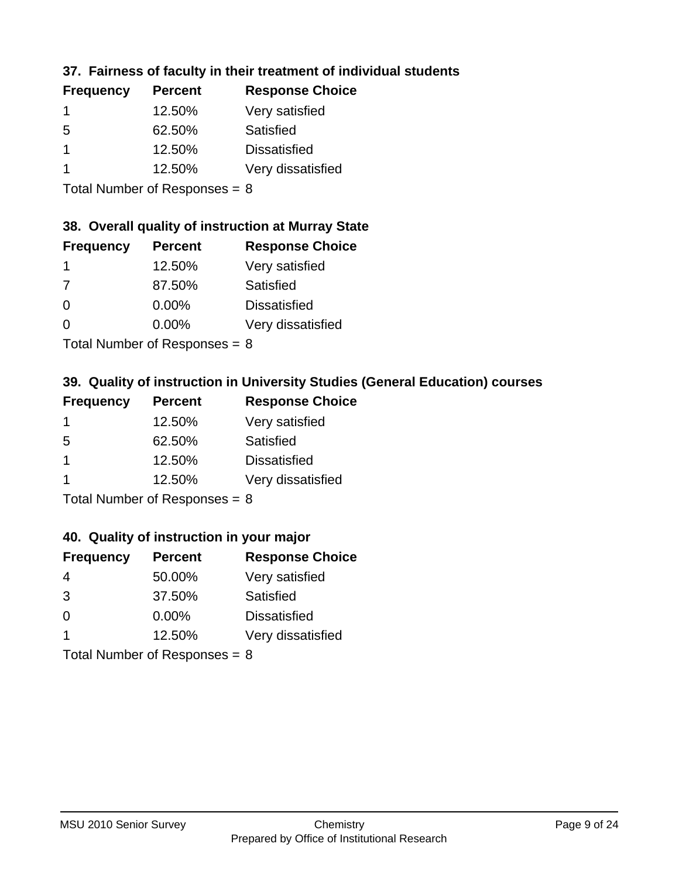### 37. Fairness of faculty in their treatment of individual students

| Frequency | Percent | Response Choice |
| --- | --- | --- |
| 1 | 12.50% | Very satisfied |
| 5 | 62.50% | Satisfied |
| 1 | 12.50% | Dissatisfied |
| 1 | 12.50% | Very dissatisfied |

Total Number of Responses = 8

### 38. Overall quality of instruction at Murray State

| Frequency | Percent | Response Choice |
| --- | --- | --- |
| 1 | 12.50% | Very satisfied |
| 7 | 87.50% | Satisfied |
| 0 | 0.00% | Dissatisfied |
| 0 | 0.00% | Very dissatisfied |

Total Number of Responses = 8

### 39. Quality of instruction in University Studies (General Education) courses

| Frequency | Percent | Response Choice |
| --- | --- | --- |
| 1 | 12.50% | Very satisfied |
| 5 | 62.50% | Satisfied |
| 1 | 12.50% | Dissatisfied |
| 1 | 12.50% | Very dissatisfied |

Total Number of Responses = 8

### 40. Quality of instruction in your major

| Frequency | Percent | Response Choice |
| --- | --- | --- |
| 4 | 50.00% | Very satisfied |
| 3 | 37.50% | Satisfied |
| 0 | 0.00% | Dissatisfied |
| 1 | 12.50% | Very dissatisfied |

Total Number of Responses = 8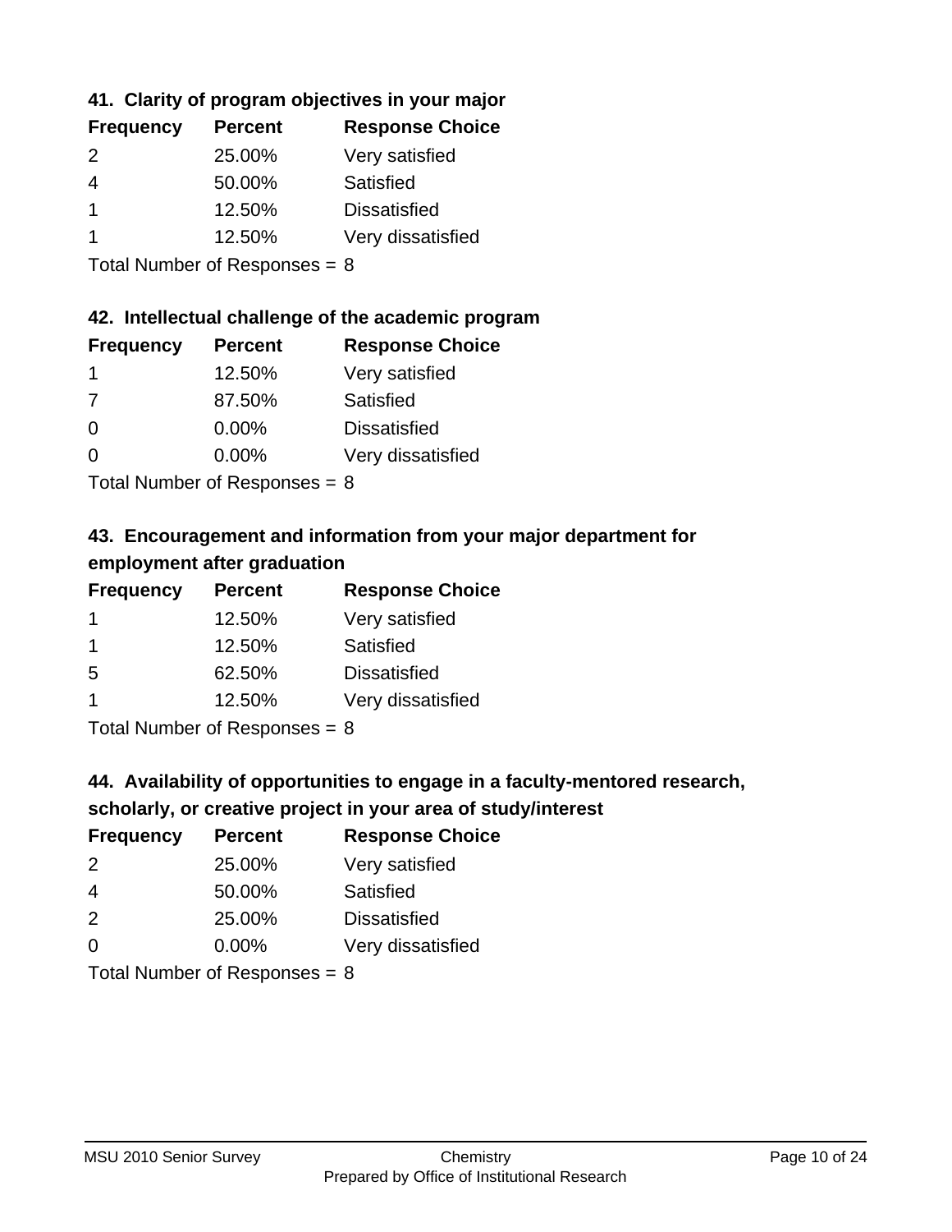### 41. Clarity of program objectives in your major

| Frequency | Percent | Response Choice |
|---|---|---|
| 2 | 25.00% | Very satisfied |
| 4 | 50.00% | Satisfied |
| 1 | 12.50% | Dissatisfied |
| 1 | 12.50% | Very dissatisfied |

Total Number of Responses = 8

### 42. Intellectual challenge of the academic program

| Frequency | Percent | Response Choice |
|---|---|---|
| 1 | 12.50% | Very satisfied |
| 7 | 87.50% | Satisfied |
| 0 | 0.00% | Dissatisfied |
| 0 | 0.00% | Very dissatisfied |

Total Number of Responses = 8

### 43. Encouragement and information from your major department for employment after graduation

| Frequency | Percent | Response Choice |
|---|---|---|
| 1 | 12.50% | Very satisfied |
| 1 | 12.50% | Satisfied |
| 5 | 62.50% | Dissatisfied |
| 1 | 12.50% | Very dissatisfied |

Total Number of Responses = 8

### 44. Availability of opportunities to engage in a faculty-mentored research, scholarly, or creative project in your area of study/interest

| Frequency | Percent | Response Choice |
|---|---|---|
| 2 | 25.00% | Very satisfied |
| 4 | 50.00% | Satisfied |
| 2 | 25.00% | Dissatisfied |
| 0 | 0.00% | Very dissatisfied |

Total Number of Responses = 8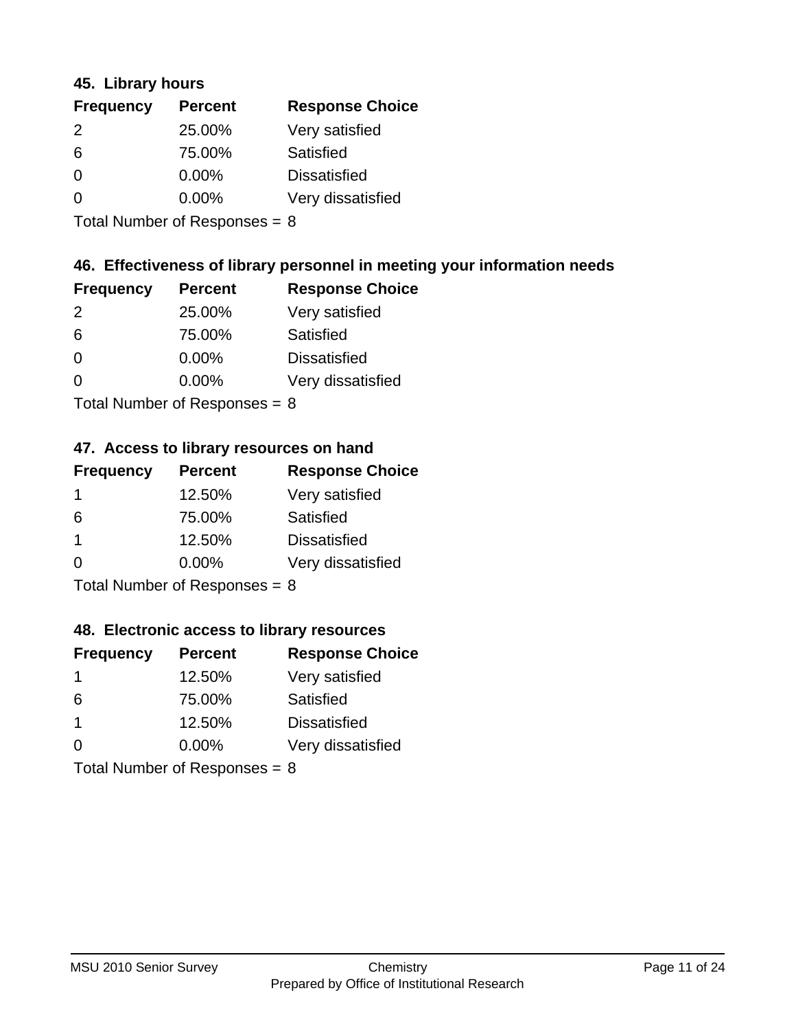### 45. Library hours

| Frequency | Percent | Response Choice |
|---|---|---|
| 2 | 25.00% | Very satisfied |
| 6 | 75.00% | Satisfied |
| 0 | 0.00% | Dissatisfied |
| 0 | 0.00% | Very dissatisfied |

Total Number of Responses = 8

### 46. Effectiveness of library personnel in meeting your information needs

| Frequency | Percent | Response Choice |
|---|---|---|
| 2 | 25.00% | Very satisfied |
| 6 | 75.00% | Satisfied |
| 0 | 0.00% | Dissatisfied |
| 0 | 0.00% | Very dissatisfied |

Total Number of Responses = 8

### 47. Access to library resources on hand

| Frequency | Percent | Response Choice |
|---|---|---|
| 1 | 12.50% | Very satisfied |
| 6 | 75.00% | Satisfied |
| 1 | 12.50% | Dissatisfied |
| 0 | 0.00% | Very dissatisfied |

Total Number of Responses = 8

### 48. Electronic access to library resources

| Frequency | Percent | Response Choice |
|---|---|---|
| 1 | 12.50% | Very satisfied |
| 6 | 75.00% | Satisfied |
| 1 | 12.50% | Dissatisfied |
| 0 | 0.00% | Very dissatisfied |

Total Number of Responses = 8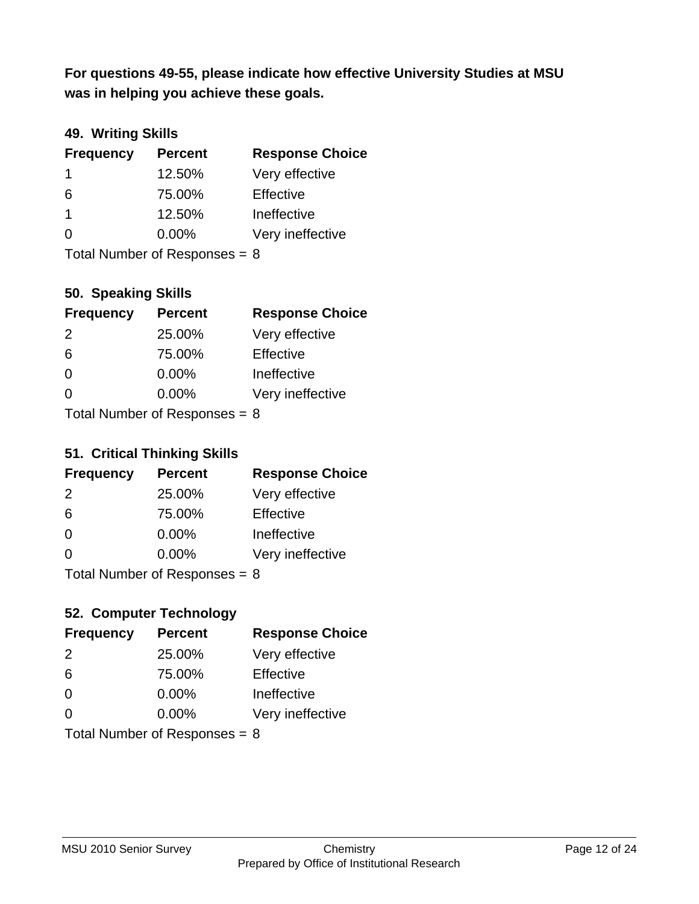**For questions 49-55, please indicate how effective University Studies at MSU was in helping you achieve these goals.**

### 49. Writing Skills

| Frequency | Percent | Response Choice |
| --- | --- | --- |
| 1 | 12.50% | Very effective |
| 6 | 75.00% | Effective |
| 1 | 12.50% | Ineffective |
| 0 | 0.00% | Very ineffective |

Total Number of Responses = 8

### 50. Speaking Skills

| Frequency | Percent | Response Choice |
| --- | --- | --- |
| 2 | 25.00% | Very effective |
| 6 | 75.00% | Effective |
| 0 | 0.00% | Ineffective |
| 0 | 0.00% | Very ineffective |

Total Number of Responses = 8

### 51. Critical Thinking Skills

| Frequency | Percent | Response Choice |
| --- | --- | --- |
| 2 | 25.00% | Very effective |
| 6 | 75.00% | Effective |
| 0 | 0.00% | Ineffective |
| 0 | 0.00% | Very ineffective |

Total Number of Responses = 8

### 52. Computer Technology

| Frequency | Percent | Response Choice |
| --- | --- | --- |
| 2 | 25.00% | Very effective |
| 6 | 75.00% | Effective |
| 0 | 0.00% | Ineffective |
| 0 | 0.00% | Very ineffective |

Total Number of Responses = 8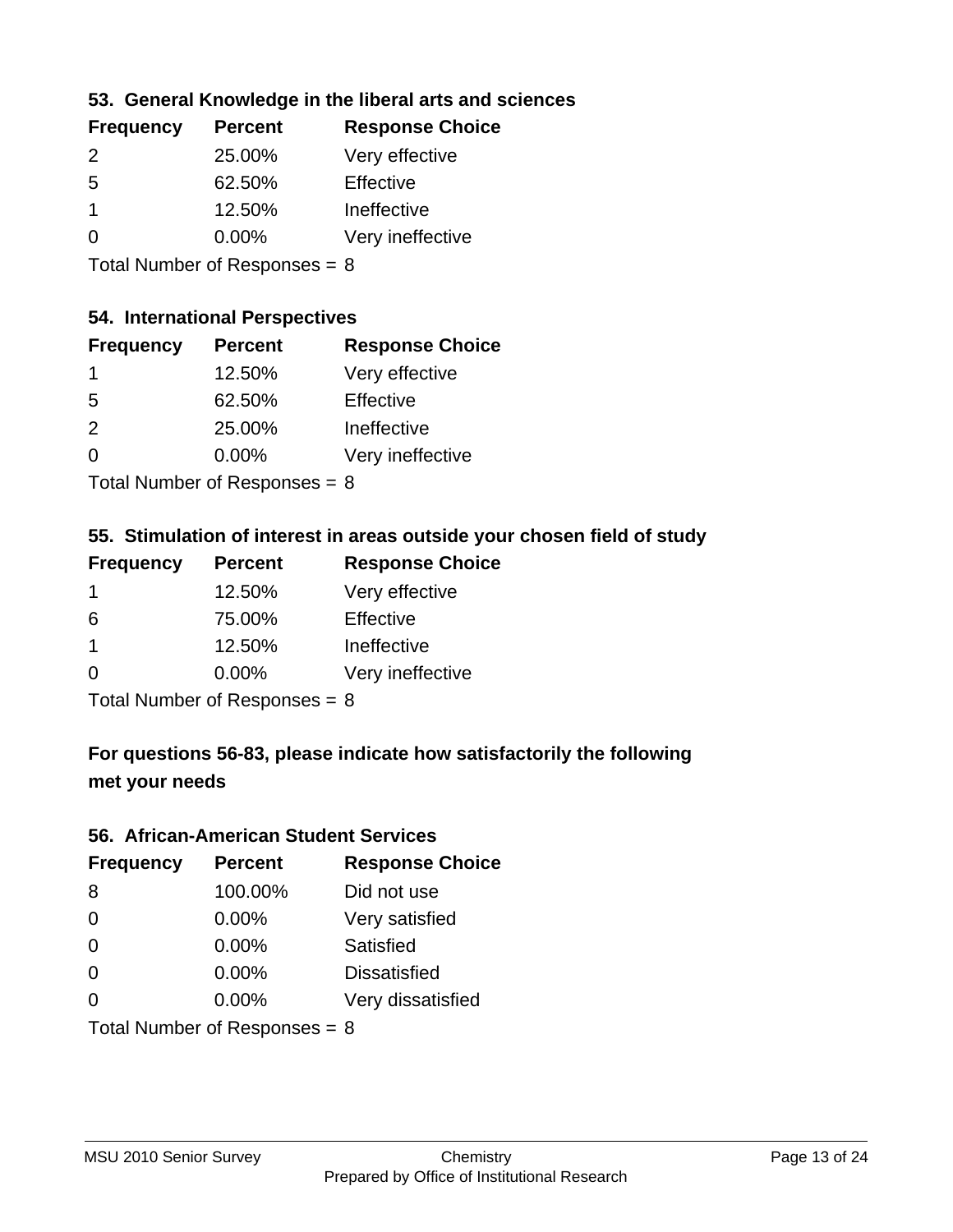### 53. General Knowledge in the liberal arts and sciences

| Frequency | Percent | Response Choice |
| --- | --- | --- |
| 2 | 25.00% | Very effective |
| 5 | 62.50% | Effective |
| 1 | 12.50% | Ineffective |
| 0 | 0.00% | Very ineffective |

Total Number of Responses = 8

### 54. International Perspectives

| Frequency | Percent | Response Choice |
| --- | --- | --- |
| 1 | 12.50% | Very effective |
| 5 | 62.50% | Effective |
| 2 | 25.00% | Ineffective |
| 0 | 0.00% | Very ineffective |

Total Number of Responses = 8

### 55. Stimulation of interest in areas outside your chosen field of study

| Frequency | Percent | Response Choice |
| --- | --- | --- |
| 1 | 12.50% | Very effective |
| 6 | 75.00% | Effective |
| 1 | 12.50% | Ineffective |
| 0 | 0.00% | Very ineffective |

Total Number of Responses = 8

### For questions 56-83, please indicate how satisfactorily the following met your needs

### 56. African-American Student Services

| Frequency | Percent | Response Choice |
| --- | --- | --- |
| 8 | 100.00% | Did not use |
| 0 | 0.00% | Very satisfied |
| 0 | 0.00% | Satisfied |
| 0 | 0.00% | Dissatisfied |
| 0 | 0.00% | Very dissatisfied |

Total Number of Responses = 8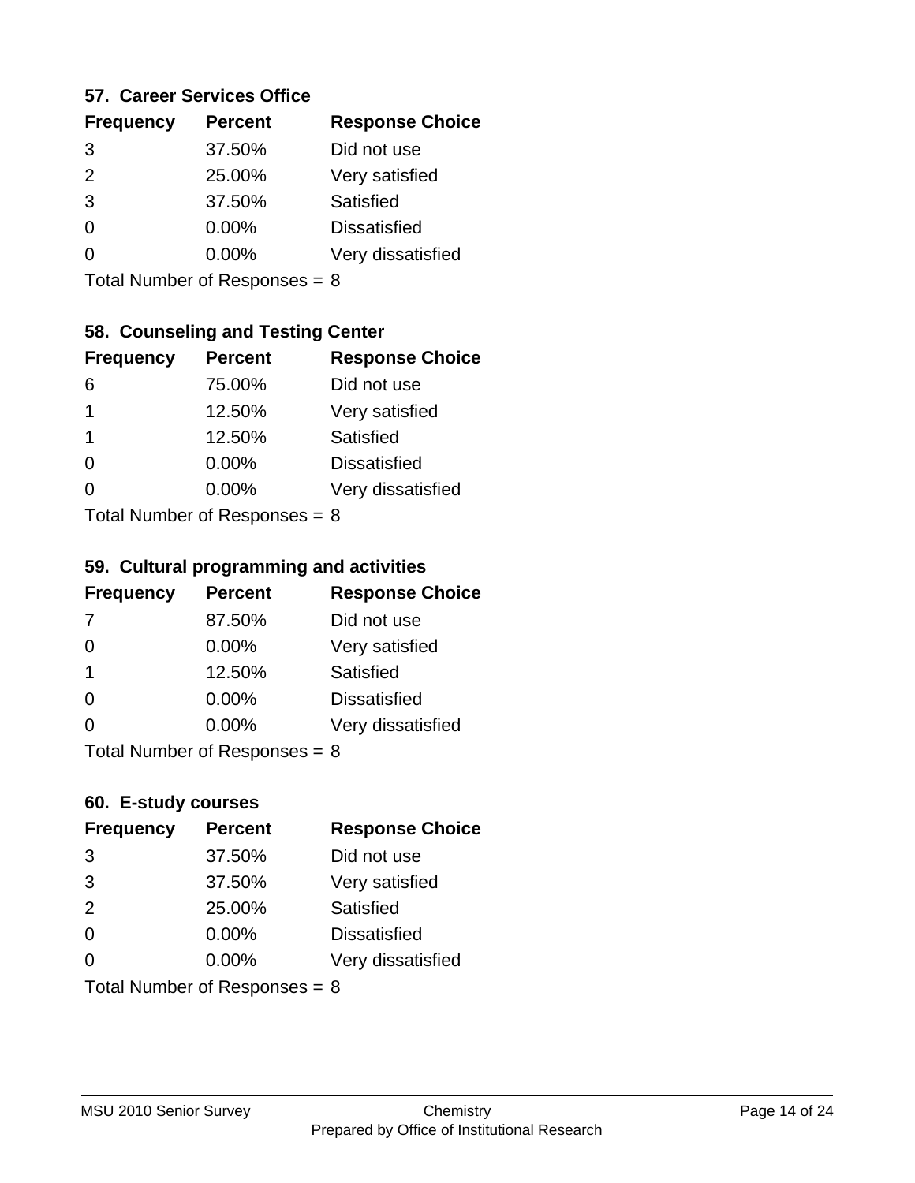### 57. Career Services Office

| Frequency | Percent | Response Choice |
|---|---|---|
| 3 | 37.50% | Did not use |
| 2 | 25.00% | Very satisfied |
| 3 | 37.50% | Satisfied |
| 0 | 0.00% | Dissatisfied |
| 0 | 0.00% | Very dissatisfied |

Total Number of Responses = 8

### 58. Counseling and Testing Center

| Frequency | Percent | Response Choice |
|---|---|---|
| 6 | 75.00% | Did not use |
| 1 | 12.50% | Very satisfied |
| 1 | 12.50% | Satisfied |
| 0 | 0.00% | Dissatisfied |
| 0 | 0.00% | Very dissatisfied |

Total Number of Responses = 8

### 59. Cultural programming and activities

| Frequency | Percent | Response Choice |
|---|---|---|
| 7 | 87.50% | Did not use |
| 0 | 0.00% | Very satisfied |
| 1 | 12.50% | Satisfied |
| 0 | 0.00% | Dissatisfied |
| 0 | 0.00% | Very dissatisfied |

Total Number of Responses = 8

### 60. E-study courses

| Frequency | Percent | Response Choice |
|---|---|---|
| 3 | 37.50% | Did not use |
| 3 | 37.50% | Very satisfied |
| 2 | 25.00% | Satisfied |
| 0 | 0.00% | Dissatisfied |
| 0 | 0.00% | Very dissatisfied |

Total Number of Responses = 8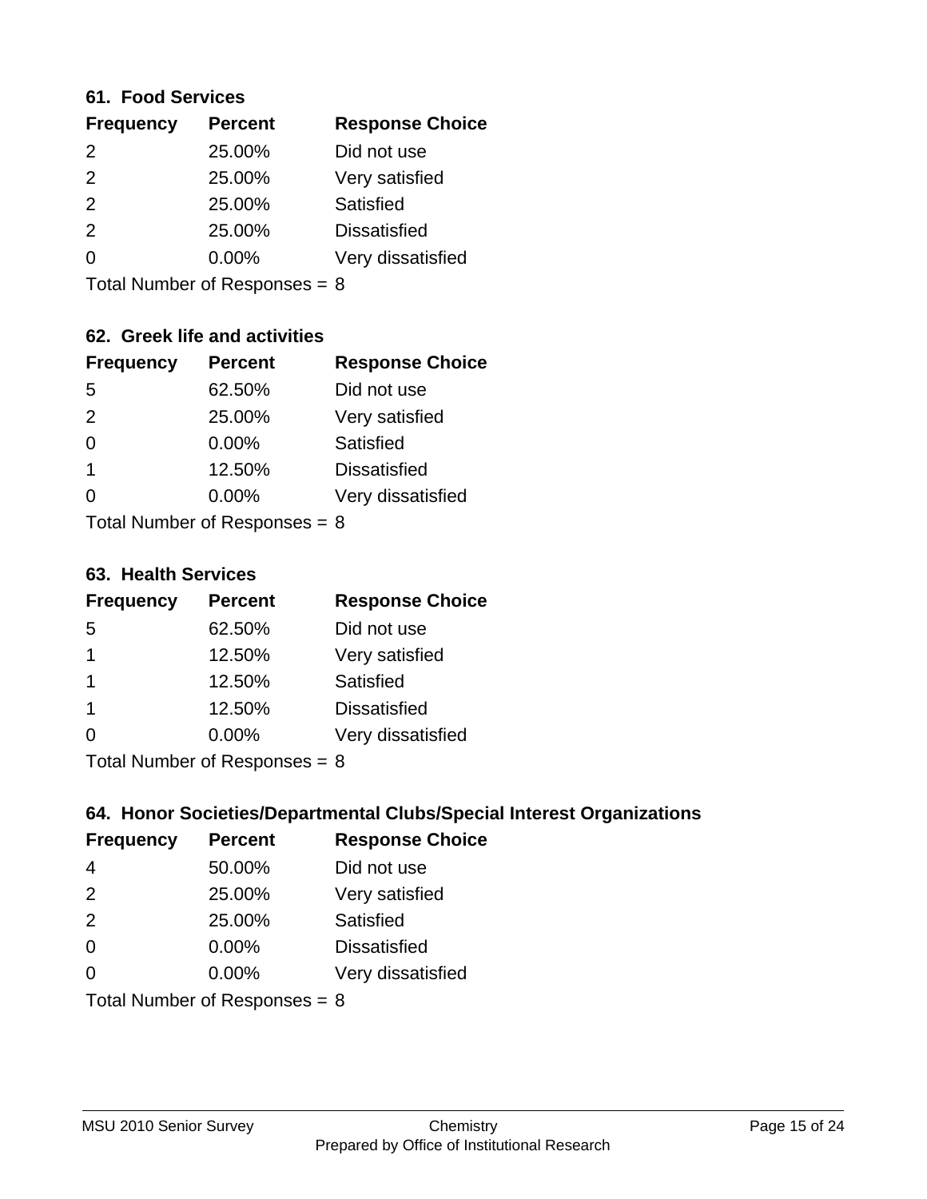### 61. Food Services

| Frequency | Percent | Response Choice |
|---|---|---|
| 2 | 25.00% | Did not use |
| 2 | 25.00% | Very satisfied |
| 2 | 25.00% | Satisfied |
| 2 | 25.00% | Dissatisfied |
| 0 | 0.00% | Very dissatisfied |

Total Number of Responses = 8

### 62. Greek life and activities

| Frequency | Percent | Response Choice |
|---|---|---|
| 5 | 62.50% | Did not use |
| 2 | 25.00% | Very satisfied |
| 0 | 0.00% | Satisfied |
| 1 | 12.50% | Dissatisfied |
| 0 | 0.00% | Very dissatisfied |

Total Number of Responses = 8

### 63. Health Services

| Frequency | Percent | Response Choice |
|---|---|---|
| 5 | 62.50% | Did not use |
| 1 | 12.50% | Very satisfied |
| 1 | 12.50% | Satisfied |
| 1 | 12.50% | Dissatisfied |
| 0 | 0.00% | Very dissatisfied |

Total Number of Responses = 8

### 64. Honor Societies/Departmental Clubs/Special Interest Organizations

| Frequency | Percent | Response Choice |
|---|---|---|
| 4 | 50.00% | Did not use |
| 2 | 25.00% | Very satisfied |
| 2 | 25.00% | Satisfied |
| 0 | 0.00% | Dissatisfied |
| 0 | 0.00% | Very dissatisfied |

Total Number of Responses = 8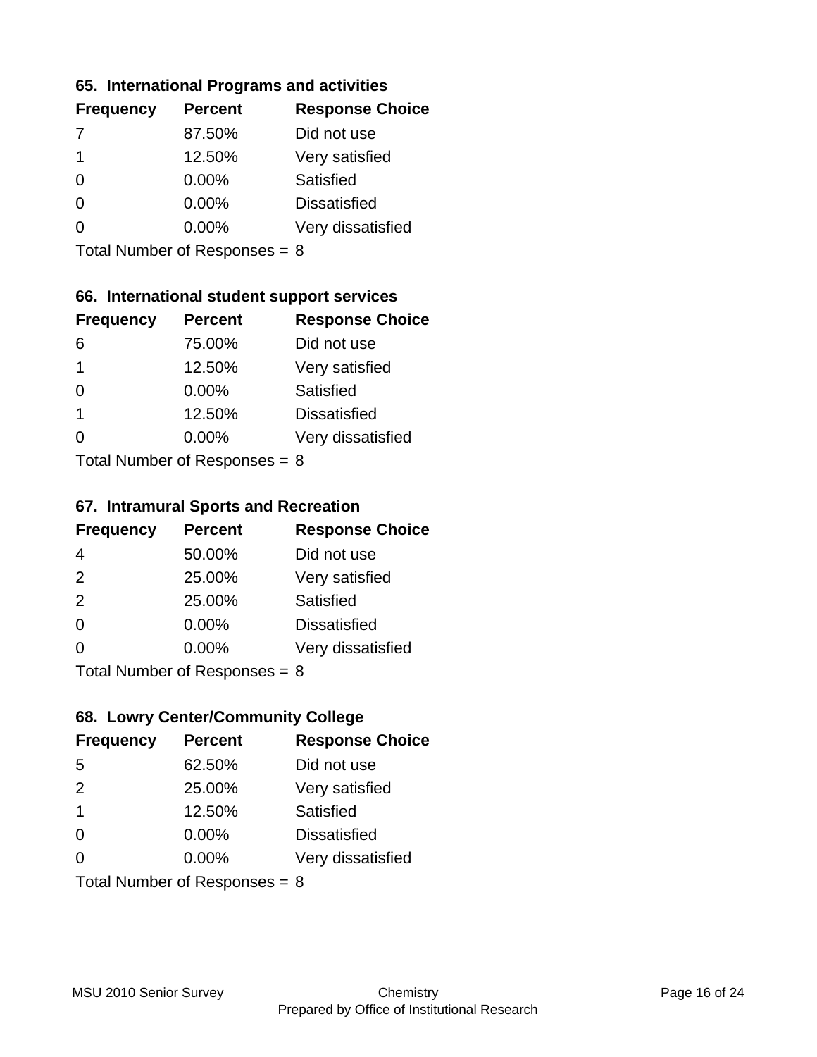### 65. International Programs and activities

| Frequency | Percent | Response Choice |
|---|---|---|
| 7 | 87.50% | Did not use |
| 1 | 12.50% | Very satisfied |
| 0 | 0.00% | Satisfied |
| 0 | 0.00% | Dissatisfied |
| 0 | 0.00% | Very dissatisfied |

Total Number of Responses = 8

### 66. International student support services

| Frequency | Percent | Response Choice |
|---|---|---|
| 6 | 75.00% | Did not use |
| 1 | 12.50% | Very satisfied |
| 0 | 0.00% | Satisfied |
| 1 | 12.50% | Dissatisfied |
| 0 | 0.00% | Very dissatisfied |

Total Number of Responses = 8

### 67. Intramural Sports and Recreation

| Frequency | Percent | Response Choice |
|---|---|---|
| 4 | 50.00% | Did not use |
| 2 | 25.00% | Very satisfied |
| 2 | 25.00% | Satisfied |
| 0 | 0.00% | Dissatisfied |
| 0 | 0.00% | Very dissatisfied |

Total Number of Responses = 8

### 68. Lowry Center/Community College

| Frequency | Percent | Response Choice |
|---|---|---|
| 5 | 62.50% | Did not use |
| 2 | 25.00% | Very satisfied |
| 1 | 12.50% | Satisfied |
| 0 | 0.00% | Dissatisfied |
| 0 | 0.00% | Very dissatisfied |

Total Number of Responses = 8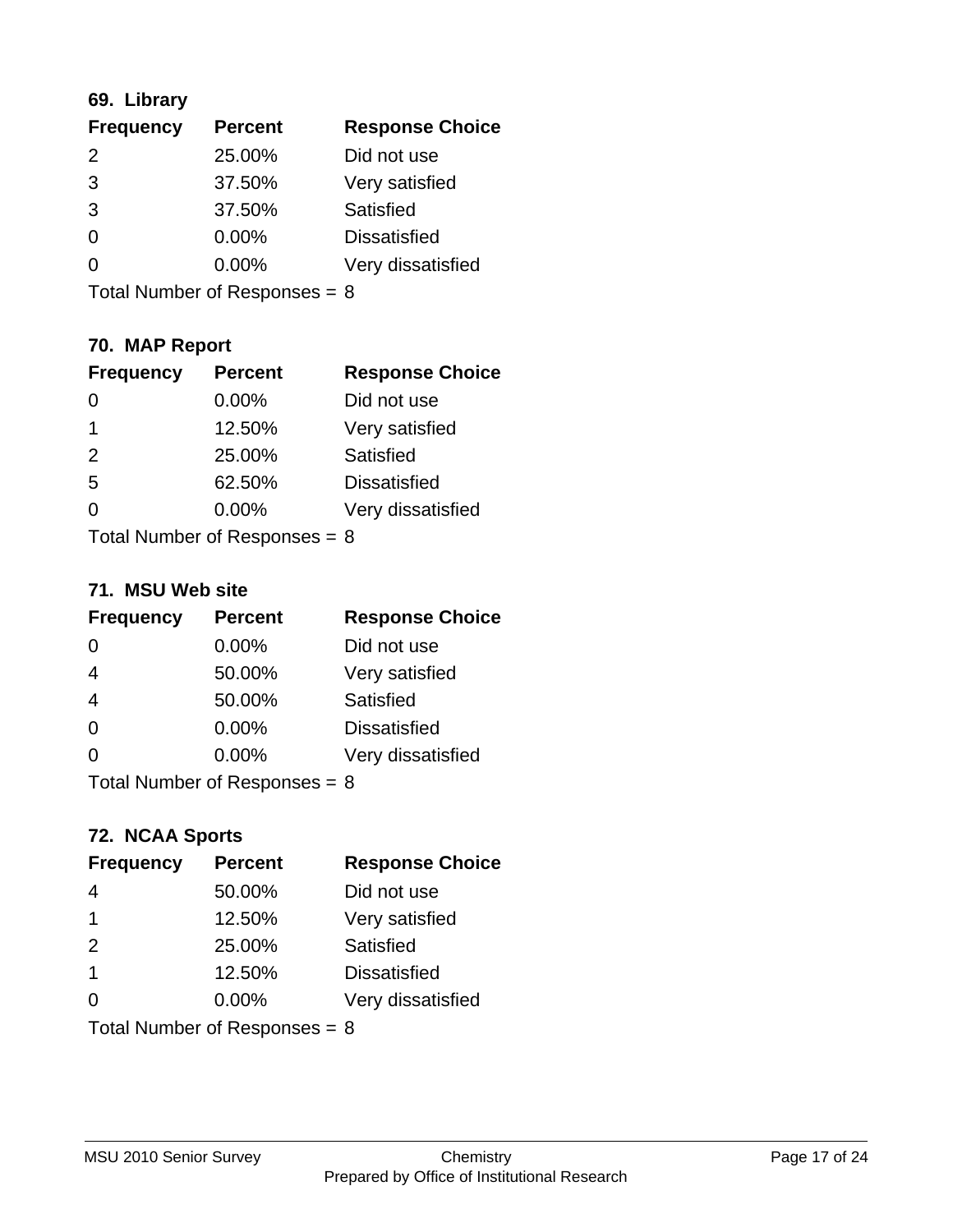### 69. Library

| Frequency | Percent | Response Choice |
|---|---|---|
| 2 | 25.00% | Did not use |
| 3 | 37.50% | Very satisfied |
| 3 | 37.50% | Satisfied |
| 0 | 0.00% | Dissatisfied |
| 0 | 0.00% | Very dissatisfied |

Total Number of Responses = 8

### 70. MAP Report

| Frequency | Percent | Response Choice |
|---|---|---|
| 0 | 0.00% | Did not use |
| 1 | 12.50% | Very satisfied |
| 2 | 25.00% | Satisfied |
| 5 | 62.50% | Dissatisfied |
| 0 | 0.00% | Very dissatisfied |

Total Number of Responses = 8

### 71. MSU Web site

| Frequency | Percent | Response Choice |
|---|---|---|
| 0 | 0.00% | Did not use |
| 4 | 50.00% | Very satisfied |
| 4 | 50.00% | Satisfied |
| 0 | 0.00% | Dissatisfied |
| 0 | 0.00% | Very dissatisfied |

Total Number of Responses = 8

### 72. NCAA Sports

| Frequency | Percent | Response Choice |
|---|---|---|
| 4 | 50.00% | Did not use |
| 1 | 12.50% | Very satisfied |
| 2 | 25.00% | Satisfied |
| 1 | 12.50% | Dissatisfied |
| 0 | 0.00% | Very dissatisfied |

Total Number of Responses = 8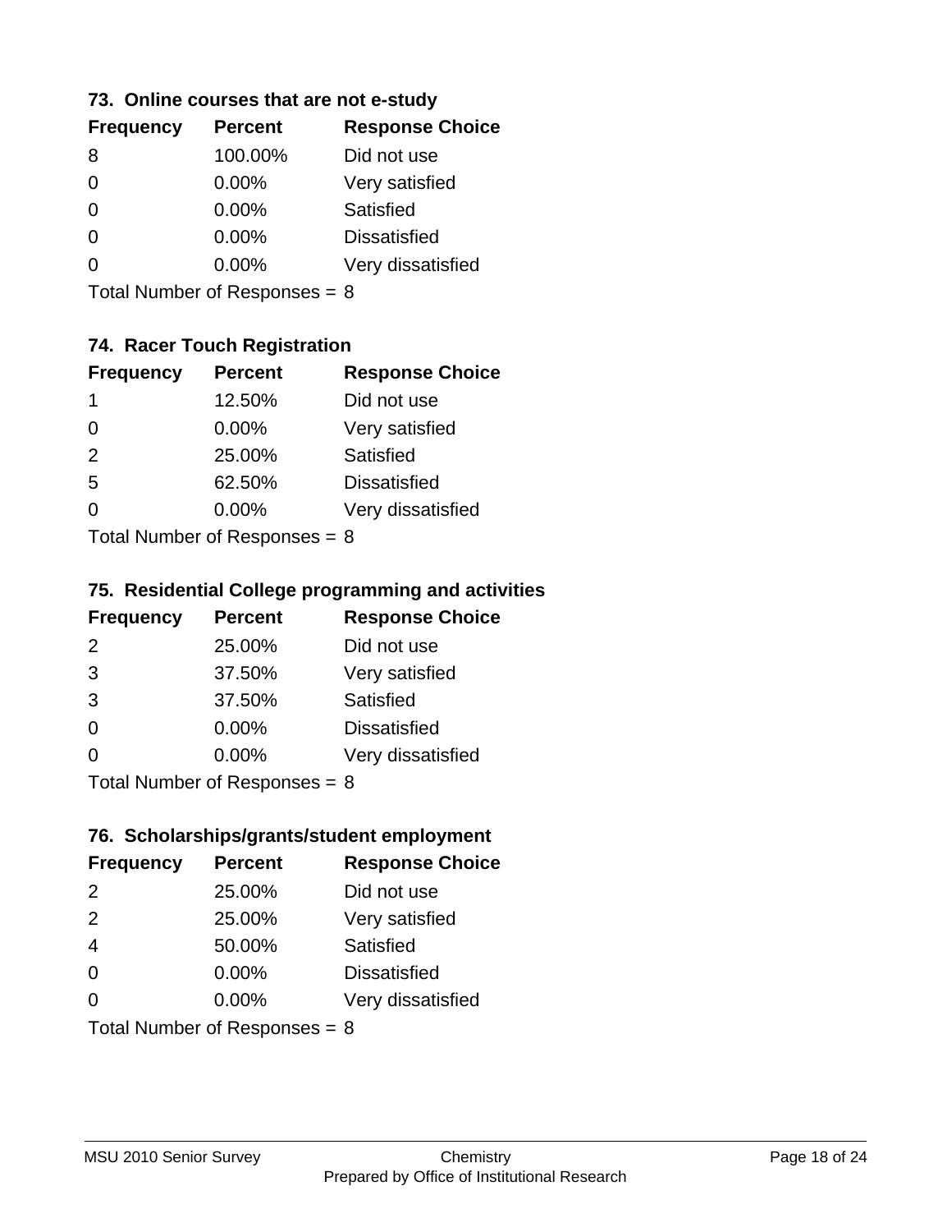### 73. Online courses that are not e-study

| Frequency | Percent | Response Choice |
| --- | --- | --- |
| 8 | 100.00% | Did not use |
| 0 | 0.00% | Very satisfied |
| 0 | 0.00% | Satisfied |
| 0 | 0.00% | Dissatisfied |
| 0 | 0.00% | Very dissatisfied |

Total Number of Responses = 8

### 74. Racer Touch Registration

| Frequency | Percent | Response Choice |
| --- | --- | --- |
| 1 | 12.50% | Did not use |
| 0 | 0.00% | Very satisfied |
| 2 | 25.00% | Satisfied |
| 5 | 62.50% | Dissatisfied |
| 0 | 0.00% | Very dissatisfied |

Total Number of Responses = 8

### 75. Residential College programming and activities

| Frequency | Percent | Response Choice |
| --- | --- | --- |
| 2 | 25.00% | Did not use |
| 3 | 37.50% | Very satisfied |
| 3 | 37.50% | Satisfied |
| 0 | 0.00% | Dissatisfied |
| 0 | 0.00% | Very dissatisfied |

Total Number of Responses = 8

### 76. Scholarships/grants/student employment

| Frequency | Percent | Response Choice |
| --- | --- | --- |
| 2 | 25.00% | Did not use |
| 2 | 25.00% | Very satisfied |
| 4 | 50.00% | Satisfied |
| 0 | 0.00% | Dissatisfied |
| 0 | 0.00% | Very dissatisfied |

Total Number of Responses = 8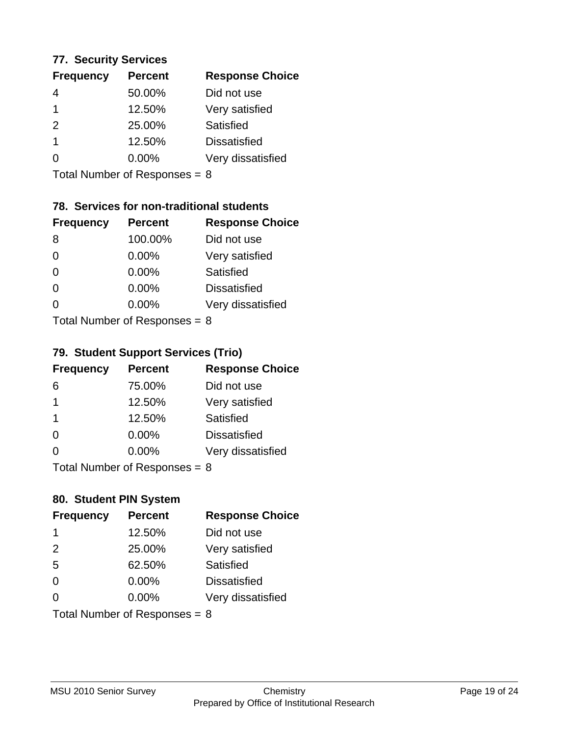### 77. Security Services

| Frequency | Percent | Response Choice |
| --- | --- | --- |
| 4 | 50.00% | Did not use |
| 1 | 12.50% | Very satisfied |
| 2 | 25.00% | Satisfied |
| 1 | 12.50% | Dissatisfied |
| 0 | 0.00% | Very dissatisfied |

Total Number of Responses = 8

### 78. Services for non-traditional students

| Frequency | Percent | Response Choice |
| --- | --- | --- |
| 8 | 100.00% | Did not use |
| 0 | 0.00% | Very satisfied |
| 0 | 0.00% | Satisfied |
| 0 | 0.00% | Dissatisfied |
| 0 | 0.00% | Very dissatisfied |

Total Number of Responses = 8

### 79. Student Support Services (Trio)

| Frequency | Percent | Response Choice |
| --- | --- | --- |
| 6 | 75.00% | Did not use |
| 1 | 12.50% | Very satisfied |
| 1 | 12.50% | Satisfied |
| 0 | 0.00% | Dissatisfied |
| 0 | 0.00% | Very dissatisfied |

Total Number of Responses = 8

### 80. Student PIN System

| Frequency | Percent | Response Choice |
| --- | --- | --- |
| 1 | 12.50% | Did not use |
| 2 | 25.00% | Very satisfied |
| 5 | 62.50% | Satisfied |
| 0 | 0.00% | Dissatisfied |
| 0 | 0.00% | Very dissatisfied |

Total Number of Responses = 8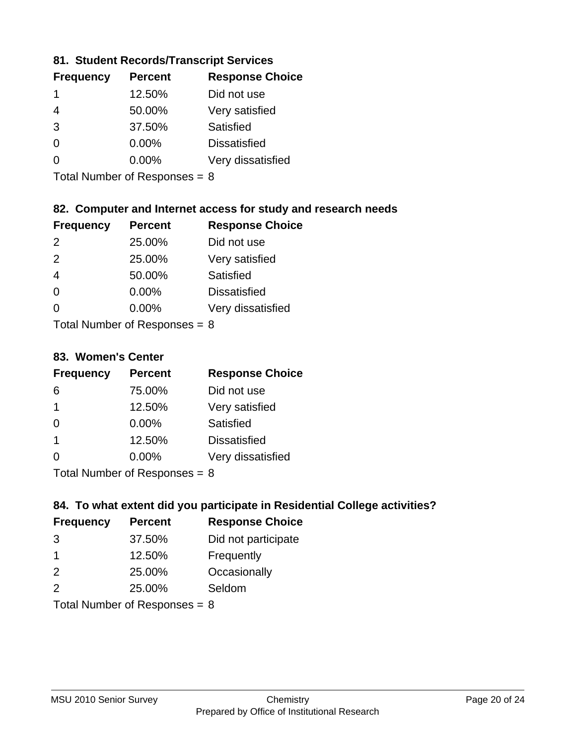### 81. Student Records/Transcript Services

| Frequency | Percent | Response Choice |
|---|---|---|
| 1 | 12.50% | Did not use |
| 4 | 50.00% | Very satisfied |
| 3 | 37.50% | Satisfied |
| 0 | 0.00% | Dissatisfied |
| 0 | 0.00% | Very dissatisfied |

Total Number of Responses = 8

### 82. Computer and Internet access for study and research needs

| Frequency | Percent | Response Choice |
|---|---|---|
| 2 | 25.00% | Did not use |
| 2 | 25.00% | Very satisfied |
| 4 | 50.00% | Satisfied |
| 0 | 0.00% | Dissatisfied |
| 0 | 0.00% | Very dissatisfied |

Total Number of Responses = 8

### 83. Women's Center

| Frequency | Percent | Response Choice |
|---|---|---|
| 6 | 75.00% | Did not use |
| 1 | 12.50% | Very satisfied |
| 0 | 0.00% | Satisfied |
| 1 | 12.50% | Dissatisfied |
| 0 | 0.00% | Very dissatisfied |

Total Number of Responses = 8

### 84. To what extent did you participate in Residential College activities?

| Frequency | Percent | Response Choice |
|---|---|---|
| 3 | 37.50% | Did not participate |
| 1 | 12.50% | Frequently |
| 2 | 25.00% | Occasionally |
| 2 | 25.00% | Seldom |

Total Number of Responses = 8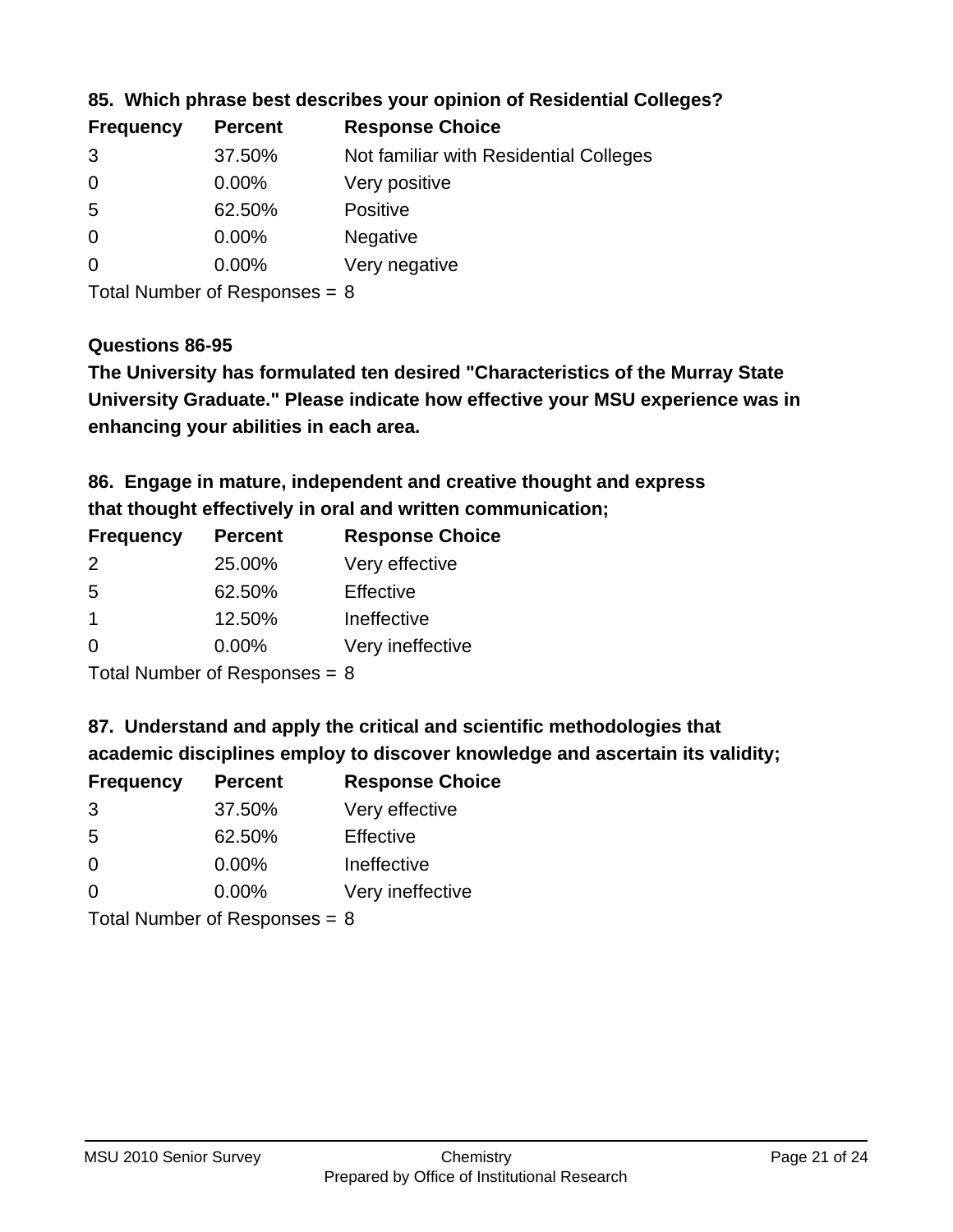### 85. Which phrase best describes your opinion of Residential Colleges?

| Frequency | Percent | Response Choice |
|---|---|---|
| 3 | 37.50% | Not familiar with Residential Colleges |
| 0 | 0.00% | Very positive |
| 5 | 62.50% | Positive |
| 0 | 0.00% | Negative |
| 0 | 0.00% | Very negative |

Total Number of Responses = 8

### Questions 86-95

**The University has formulated ten desired "Characteristics of the Murray State University Graduate." Please indicate how effective your MSU experience was in enhancing your abilities in each area.**

### 86. Engage in mature, independent and creative thought and express that thought effectively in oral and written communication;

| Frequency | Percent | Response Choice |
|---|---|---|
| 2 | 25.00% | Very effective |
| 5 | 62.50% | Effective |
| 1 | 12.50% | Ineffective |
| 0 | 0.00% | Very ineffective |

Total Number of Responses = 8

### 87. Understand and apply the critical and scientific methodologies that academic disciplines employ to discover knowledge and ascertain its validity;

| Frequency | Percent | Response Choice |
|---|---|---|
| 3 | 37.50% | Very effective |
| 5 | 62.50% | Effective |
| 0 | 0.00% | Ineffective |
| 0 | 0.00% | Very ineffective |

Total Number of Responses = 8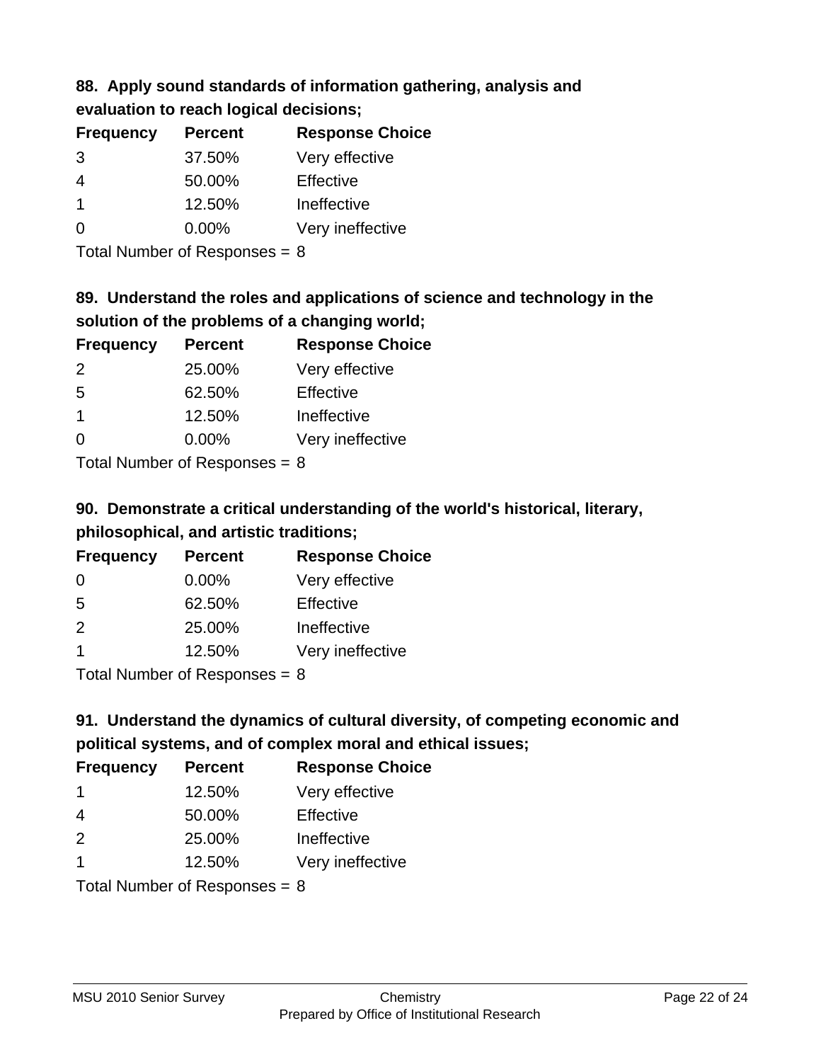**88. Apply sound standards of information gathering, analysis and evaluation to reach logical decisions;**

| Frequency | Percent | Response Choice |
| --- | --- | --- |
| 3 | 37.50% | Very effective |
| 4 | 50.00% | Effective |
| 1 | 12.50% | Ineffective |
| 0 | 0.00% | Very ineffective |

Total Number of Responses = 8

**89. Understand the roles and applications of science and technology in the solution of the problems of a changing world;**

| Frequency | Percent | Response Choice |
| --- | --- | --- |
| 2 | 25.00% | Very effective |
| 5 | 62.50% | Effective |
| 1 | 12.50% | Ineffective |
| 0 | 0.00% | Very ineffective |

Total Number of Responses = 8

**90. Demonstrate a critical understanding of the world's historical, literary, philosophical, and artistic traditions;**

| Frequency | Percent | Response Choice |
| --- | --- | --- |
| 0 | 0.00% | Very effective |
| 5 | 62.50% | Effective |
| 2 | 25.00% | Ineffective |
| 1 | 12.50% | Very ineffective |

Total Number of Responses = 8

**91. Understand the dynamics of cultural diversity, of competing economic and political systems, and of complex moral and ethical issues;**

| Frequency | Percent | Response Choice |
| --- | --- | --- |
| 1 | 12.50% | Very effective |
| 4 | 50.00% | Effective |
| 2 | 25.00% | Ineffective |
| 1 | 12.50% | Very ineffective |

Total Number of Responses = 8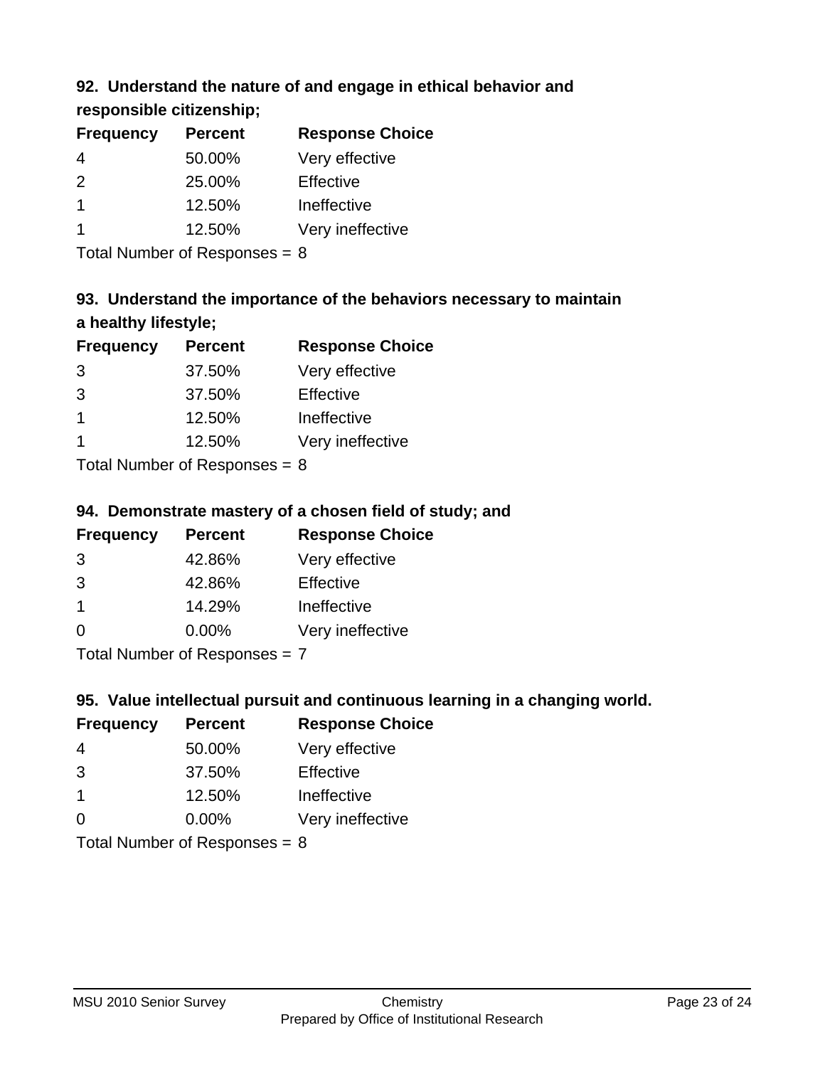### 92. Understand the nature of and engage in ethical behavior and responsible citizenship;

| Frequency | Percent | Response Choice |
|---|---|---|
| 4 | 50.00% | Very effective |
| 2 | 25.00% | Effective |
| 1 | 12.50% | Ineffective |
| 1 | 12.50% | Very ineffective |

Total Number of Responses = 8

### 93. Understand the importance of the behaviors necessary to maintain a healthy lifestyle;

| Frequency | Percent | Response Choice |
|---|---|---|
| 3 | 37.50% | Very effective |
| 3 | 37.50% | Effective |
| 1 | 12.50% | Ineffective |
| 1 | 12.50% | Very ineffective |

Total Number of Responses = 8

### 94. Demonstrate mastery of a chosen field of study; and

| Frequency | Percent | Response Choice |
|---|---|---|
| 3 | 42.86% | Very effective |
| 3 | 42.86% | Effective |
| 1 | 14.29% | Ineffective |
| 0 | 0.00% | Very ineffective |

Total Number of Responses = 7

### 95. Value intellectual pursuit and continuous learning in a changing world.

| Frequency | Percent | Response Choice |
|---|---|---|
| 4 | 50.00% | Very effective |
| 3 | 37.50% | Effective |
| 1 | 12.50% | Ineffective |
| 0 | 0.00% | Very ineffective |

Total Number of Responses = 8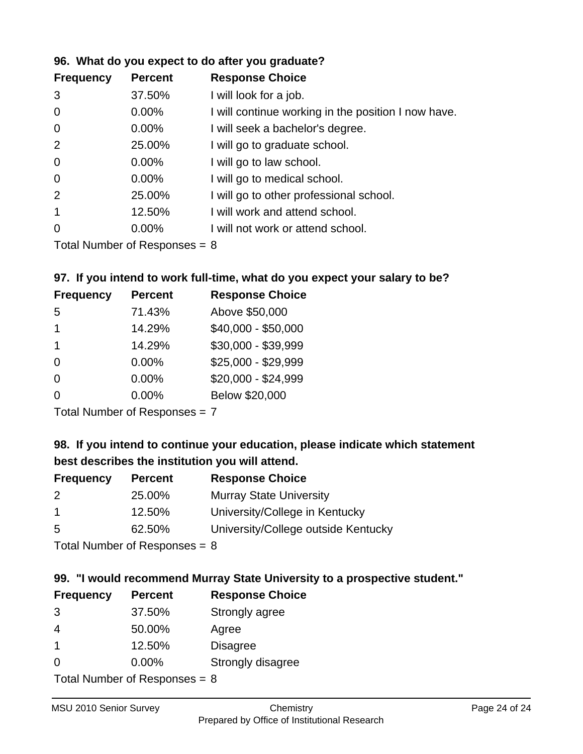### 96. What do you expect to do after you graduate?

| Frequency | Percent | Response Choice |
|---|---|---|
| 3 | 37.50% | I will look for a job. |
| 0 | 0.00% | I will continue working in the position I now have. |
| 0 | 0.00% | I will seek a bachelor's degree. |
| 2 | 25.00% | I will go to graduate school. |
| 0 | 0.00% | I will go to law school. |
| 0 | 0.00% | I will go to medical school. |
| 2 | 25.00% | I will go to other professional school. |
| 1 | 12.50% | I will work and attend school. |
| 0 | 0.00% | I will not work or attend school. |

Total Number of Responses = 8

### 97. If you intend to work full-time, what do you expect your salary to be?

| Frequency | Percent | Response Choice |
|---|---|---|
| 5 | 71.43% | Above $50,000 |
| 1 | 14.29% | $40,000 - $50,000 |
| 1 | 14.29% | $30,000 - $39,999 |
| 0 | 0.00% | $25,000 - $29,999 |
| 0 | 0.00% | $20,000 - $24,999 |
| 0 | 0.00% | Below $20,000 |

Total Number of Responses = 7

### 98. If you intend to continue your education, please indicate which statement best describes the institution you will attend.

| Frequency | Percent | Response Choice |
|---|---|---|
| 2 | 25.00% | Murray State University |
| 1 | 12.50% | University/College in Kentucky |
| 5 | 62.50% | University/College outside Kentucky |

Total Number of Responses = 8

### 99. "I would recommend Murray State University to a prospective student."

| Frequency | Percent | Response Choice |
|---|---|---|
| 3 | 37.50% | Strongly agree |
| 4 | 50.00% | Agree |
| 1 | 12.50% | Disagree |
| 0 | 0.00% | Strongly disagree |

Total Number of Responses = 8